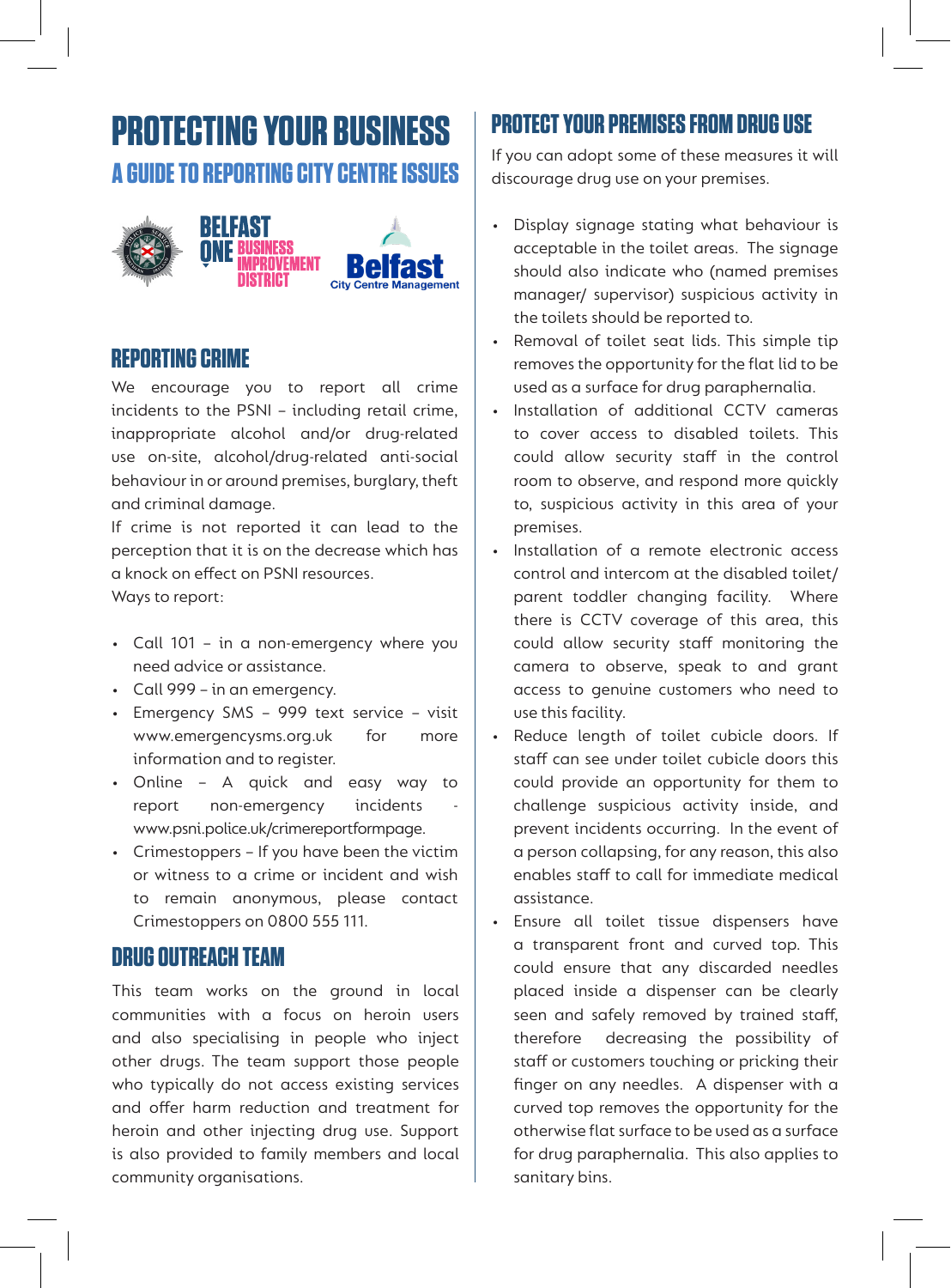# PROTECTING YOUR BUSINESS

## A GUIDE TO REPORTING CITY CENTRE ISSUES

BELFAST ONE BUSINESS IMPROVEMENT DISTRICT

Belfast City Centre Management

## REPORTING CRIME

We encourage you to report all crime incidents to the PSNI – including retail crime, inappropriate alcohol and/or drug-related use on-site, alcohol/drug-related anti-social behaviour in or around premises, burglary, theft and criminal damage.

If crime is not reported it can lead to the perception that it is on the decrease which has a knock on effect on PSNI resources.

Ways to report:

- Call 101 – in a non-emergency where you need advice or assistance.
- Call 999 – in an emergency.
- Emergency SMS – 999 text service – visit www.emergencysms.org.uk for more information and to register.
- Online – A quick and easy way to report non-emergency incidents - www.psni.police.uk/crimereportformpage.
- Crimestoppers – If you have been the victim or witness to a crime or incident and wish to remain anonymous, please contact Crimestoppers on 0800 555 111.

## DRUG OUTREACH TEAM

This team works on the ground in local communities with a focus on heroin users and also specialising in people who inject other drugs. The team support those people who typically do not access existing services and offer harm reduction and treatment for heroin and other injecting drug use. Support is also provided to family members and local community organisations.

## PROTECT YOUR PREMISES FROM DRUG USE

If you can adopt some of these measures it will discourage drug use on your premises.

- Display signage stating what behaviour is acceptable in the toilet areas. The signage should also indicate who (named premises manager/ supervisor) suspicious activity in the toilets should be reported to.
- Removal of toilet seat lids. This simple tip removes the opportunity for the flat lid to be used as a surface for drug paraphernalia.
- Installation of additional CCTV cameras to cover access to disabled toilets. This could allow security staff in the control room to observe, and respond more quickly to, suspicious activity in this area of your premises.
- Installation of a remote electronic access control and intercom at the disabled toilet/ parent toddler changing facility. Where there is CCTV coverage of this area, this could allow security staff monitoring the camera to observe, speak to and grant access to genuine customers who need to use this facility.
- Reduce length of toilet cubicle doors. If staff can see under toilet cubicle doors this could provide an opportunity for them to challenge suspicious activity inside, and prevent incidents occurring. In the event of a person collapsing, for any reason, this also enables staff to call for immediate medical assistance.
- Ensure all toilet tissue dispensers have a transparent front and curved top. This could ensure that any discarded needles placed inside a dispenser can be clearly seen and safely removed by trained staff, therefore decreasing the possibility of staff or customers touching or pricking their finger on any needles. A dispenser with a curved top removes the opportunity for the otherwise flat surface to be used as a surface for drug paraphernalia. This also applies to sanitary bins.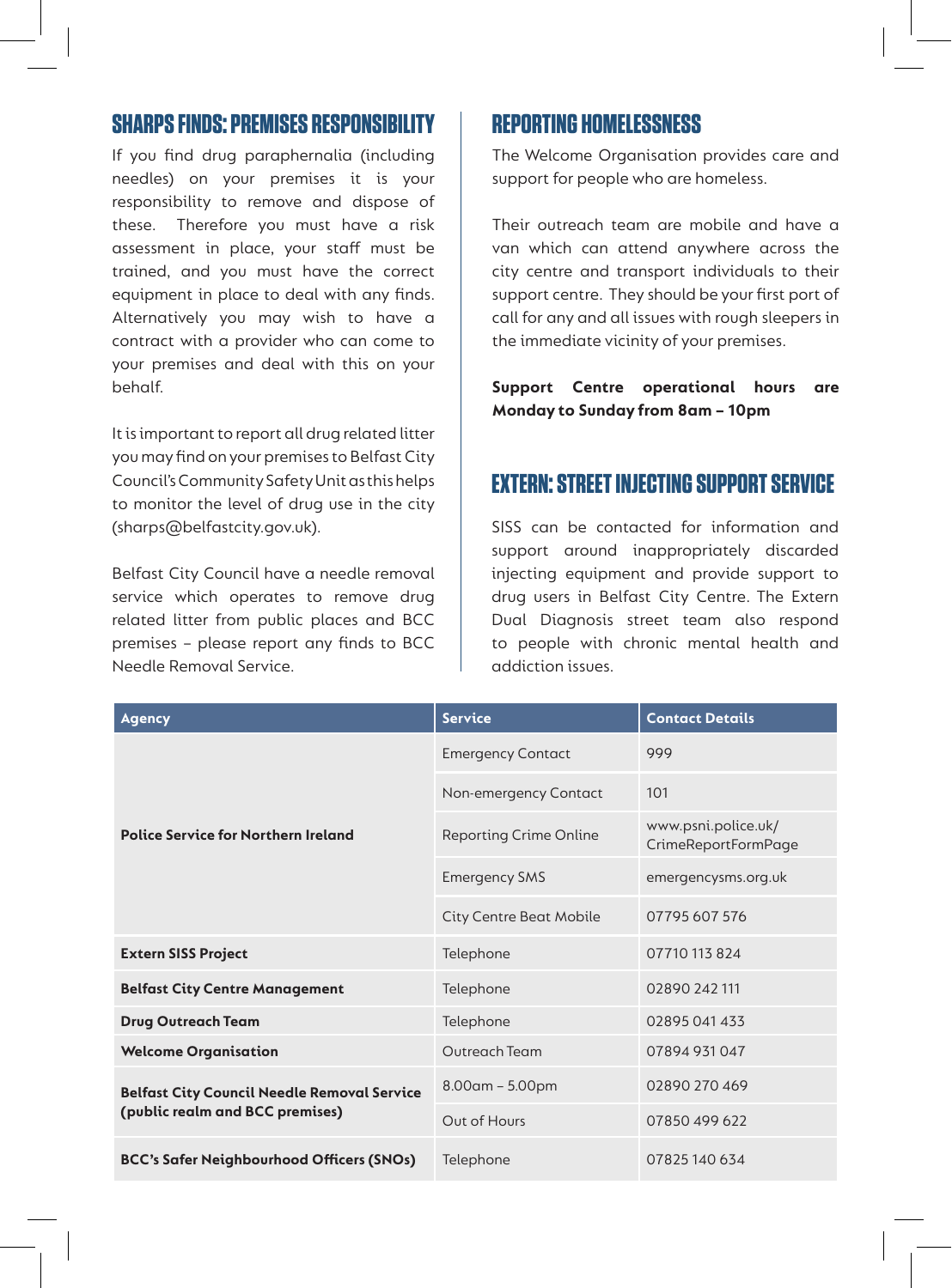## SHARPS FINDS: PREMISES RESPONSIBILITY

If you find drug paraphernalia (including needles) on your premises it is your responsibility to remove and dispose of these. Therefore you must have a risk assessment in place, your staff must be trained, and you must have the correct equipment in place to deal with any finds. Alternatively you may wish to have a contract with a provider who can come to your premises and deal with this on your behalf.

It is important to report all drug related litter you may find on your premises to Belfast City Council's Community Safety Unit as this helps to monitor the level of drug use in the city (sharps@belfastcity.gov.uk).

Belfast City Council have a needle removal service which operates to remove drug related litter from public places and BCC premises – please report any finds to BCC Needle Removal Service.

## REPORTING HOMELESSNESS

The Welcome Organisation provides care and support for people who are homeless.

Their outreach team are mobile and have a van which can attend anywhere across the city centre and transport individuals to their support centre. They should be your first port of call for any and all issues with rough sleepers in the immediate vicinity of your premises.

**Support Centre operational hours are Monday to Sunday from 8am – 10pm**

## EXTERN: STREET INJECTING SUPPORT SERVICE

SISS can be contacted for information and support around inappropriately discarded injecting equipment and provide support to drug users in Belfast City Centre. The Extern Dual Diagnosis street team also respond to people with chronic mental health and addiction issues.

| Agency | Service | Contact Details |
|---|---|---|
| **Police Service for Northern Ireland** | Emergency Contact | 999 |
| | Non-emergency Contact | 101 |
| | Reporting Crime Online | www.psni.police.uk/CrimeReportFormPage |
| | Emergency SMS | emergencysms.org.uk |
| | City Centre Beat Mobile | 07795 607 576 |
| **Extern SISS Project** | Telephone | 07710 113 824 |
| **Belfast City Centre Management** | Telephone | 02890 242 111 |
| **Drug Outreach Team** | Telephone | 02895 041 433 |
| **Welcome Organisation** | Outreach Team | 07894 931 047 |
| **Belfast City Council Needle Removal Service (public realm and BCC premises)** | 8.00am – 5.00pm | 02890 270 469 |
| | Out of Hours | 07850 499 622 |
| **BCC's Safer Neighbourhood Officers (SNOs)** | Telephone | 07825 140 634 |